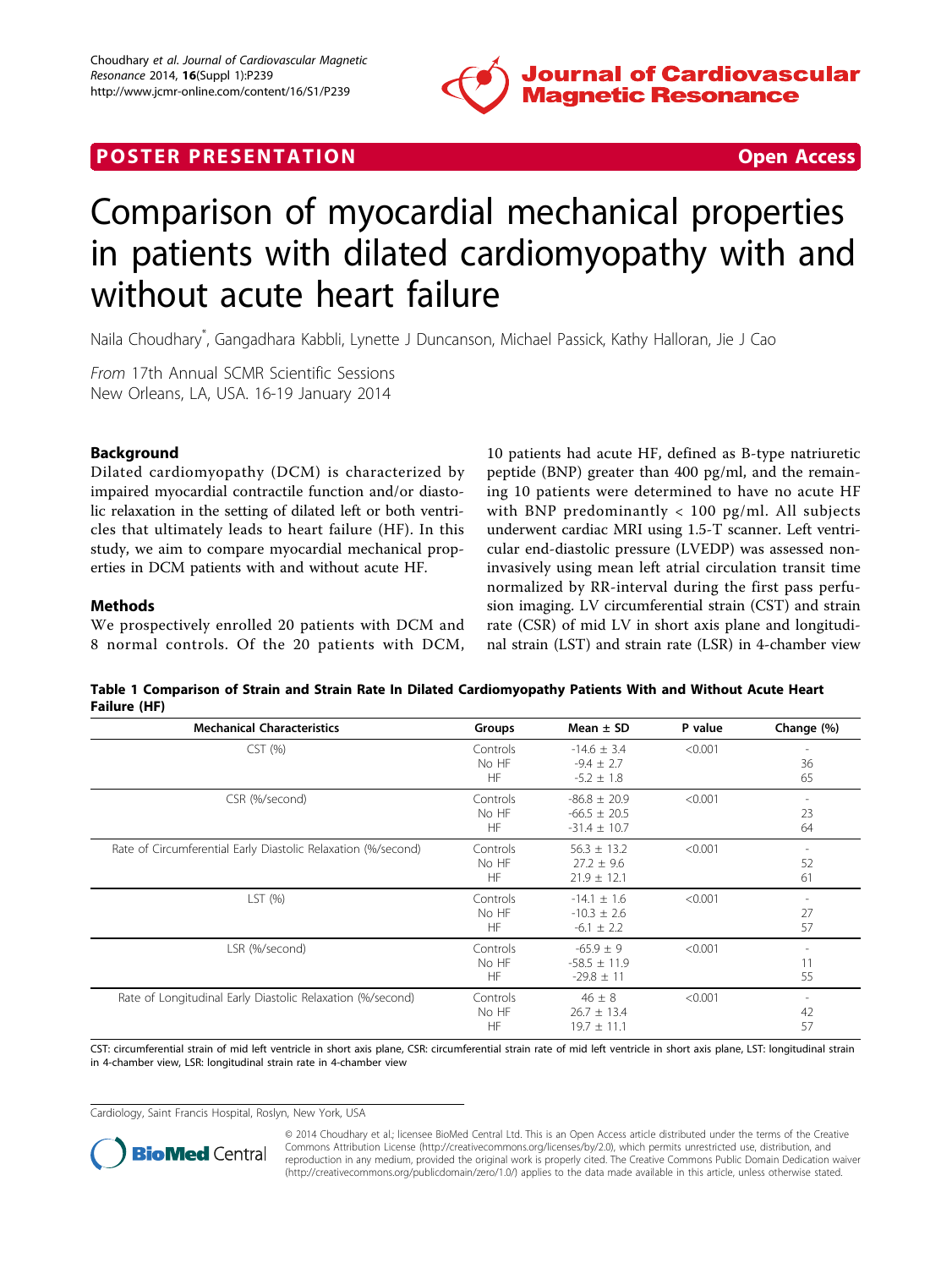POSTER PRESENTATION

Open Access

# Comparison of myocardial mechanical properties in patients with dilated cardiomyopathy with and without acute heart failure

Naila Choudhary*, Gangadhara Kabbli, Lynette J Duncanson, Michael Passick, Kathy Halloran, Jie J Cao

*From* 17th Annual SCMR Scientific Sessions
New Orleans, LA, USA. 16-19 January 2014

## Background

Dilated cardiomyopathy (DCM) is characterized by impaired myocardial contractile function and/or diastolic relaxation in the setting of dilated left or both ventricles that ultimately leads to heart failure (HF). In this study, we aim to compare myocardial mechanical properties in DCM patients with and without acute HF.

## Methods

We prospectively enrolled 20 patients with DCM and 8 normal controls. Of the 20 patients with DCM, 10 patients had acute HF, defined as B-type natriuretic peptide (BNP) greater than 400 pg/ml, and the remaining 10 patients were determined to have no acute HF with BNP predominantly < 100 pg/ml. All subjects underwent cardiac MRI using 1.5-T scanner. Left ventricular end-diastolic pressure (LVEDP) was assessed non-invasively using mean left atrial circulation transit time normalized by RR-interval during the first pass perfusion imaging. LV circumferential strain (CST) and strain rate (CSR) of mid LV in short axis plane and longitudinal strain (LST) and strain rate (LSR) in 4-chamber view

**Table 1 Comparison of Strain and Strain Rate In Dilated Cardiomyopathy Patients With and Without Acute Heart Failure (HF)**

| Mechanical Characteristics | Groups | Mean ± SD | P value | Change (%) |
|---|---|---|---|---|
| CST (%) | Controls | -14.6 ± 3.4 | <0.001 | - |
| | No HF | -9.4 ± 2.7 | | 36 |
| | HF | -5.2 ± 1.8 | | 65 |
| CSR (%/second) | Controls | -86.8 ± 20.9 | <0.001 | - |
| | No HF | -66.5 ± 20.5 | | 23 |
| | HF | -31.4 ± 10.7 | | 64 |
| Rate of Circumferential Early Diastolic Relaxation (%/second) | Controls | 56.3 ± 13.2 | <0.001 | - |
| | No HF | 27.2 ± 9.6 | | 52 |
| | HF | 21.9 ± 12.1 | | 61 |
| LST (%) | Controls | -14.1 ± 1.6 | <0.001 | - |
| | No HF | -10.3 ± 2.6 | | 27 |
| | HF | -6.1 ± 2.2 | | 57 |
| LSR (%/second) | Controls | -65.9 ± 9 | <0.001 | - |
| | No HF | -58.5 ± 11.9 | | 11 |
| | HF | -29.8 ± 11 | | 55 |
| Rate of Longitudinal Early Diastolic Relaxation (%/second) | Controls | 46 ± 8 | <0.001 | - |
| | No HF | 26.7 ± 13.4 | | 42 |
| | HF | 19.7 ± 11.1 | | 57 |

CST: circumferential strain of mid left ventricle in short axis plane, CSR: circumferential strain rate of mid left ventricle in short axis plane, LST: longitudinal strain in 4-chamber view, LSR: longitudinal strain rate in 4-chamber view

Cardiology, Saint Francis Hospital, Roslyn, New York, USA

© 2014 Choudhary et al.; licensee BioMed Central Ltd. This is an Open Access article distributed under the terms of the Creative Commons Attribution License (http://creativecommons.org/licenses/by/2.0), which permits unrestricted use, distribution, and reproduction in any medium, provided the original work is properly cited. The Creative Commons Public Domain Dedication waiver (http://creativecommons.org/publicdomain/zero/1.0/) applies to the data made available in this article, unless otherwise stated.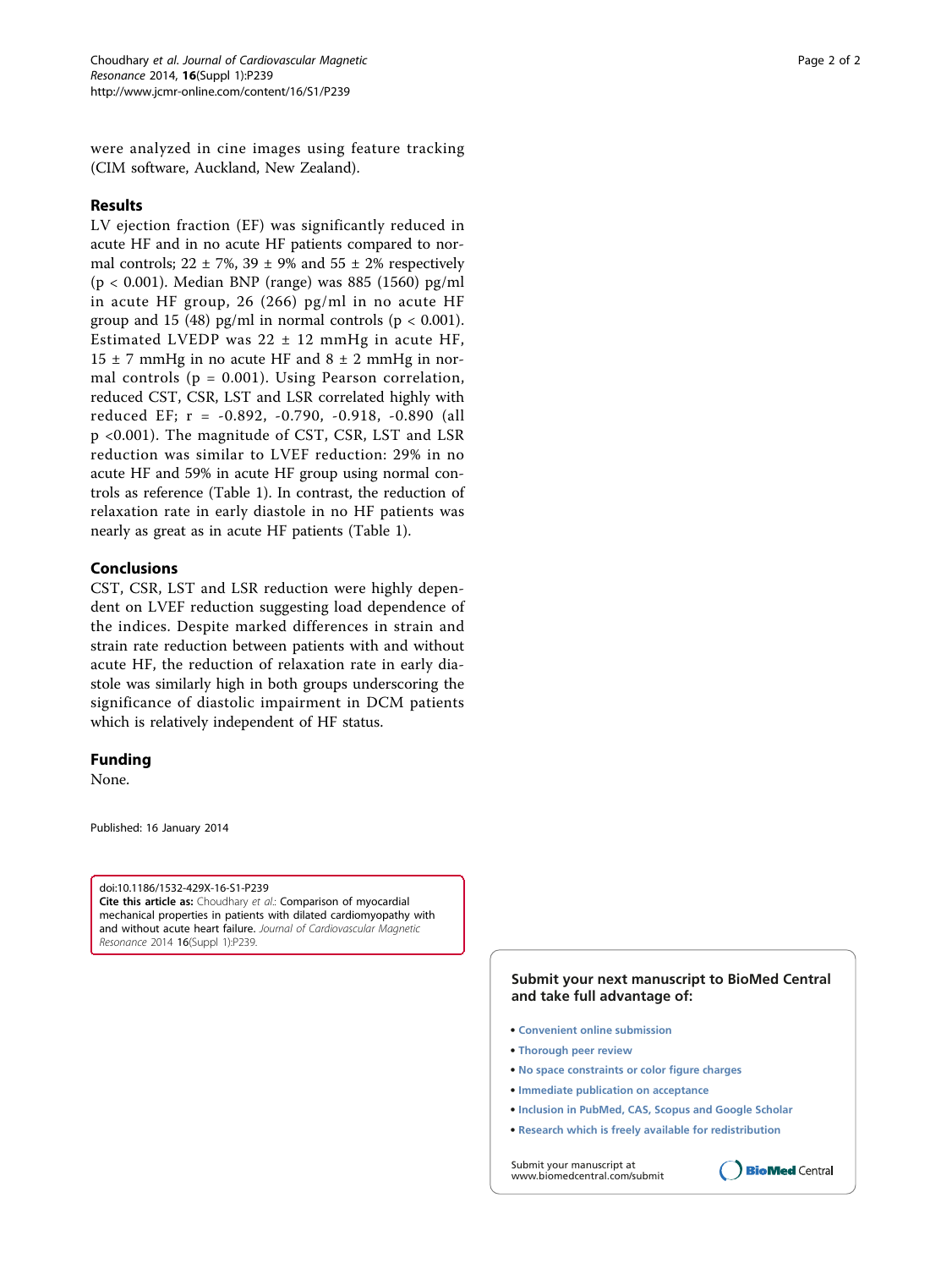were analyzed in cine images using feature tracking (CIM software, Auckland, New Zealand).

## Results

LV ejection fraction (EF) was significantly reduced in acute HF and in no acute HF patients compared to normal controls; 22 ± 7%, 39 ± 9% and 55 ± 2% respectively ($p < 0.001$). Median BNP (range) was 885 (1560) pg/ml in acute HF group, 26 (266) pg/ml in no acute HF group and 15 (48) pg/ml in normal controls ($p < 0.001$). Estimated LVEDP was 22 ± 12 mmHg in acute HF, 15 ± 7 mmHg in no acute HF and 8 ± 2 mmHg in normal controls ($p = 0.001$). Using Pearson correlation, reduced CST, CSR, LST and LSR correlated highly with reduced EF; $r = -0.892, -0.790, -0.918, -0.890$ (all $p < 0.001$). The magnitude of CST, CSR, LST and LSR reduction was similar to LVEF reduction: 29% in no acute HF and 59% in acute HF group using normal controls as reference (Table 1). In contrast, the reduction of relaxation rate in early diastole in no HF patients was nearly as great as in acute HF patients (Table 1).

## Conclusions

CST, CSR, LST and LSR reduction were highly dependent on LVEF reduction suggesting load dependence of the indices. Despite marked differences in strain and strain rate reduction between patients with and without acute HF, the reduction of relaxation rate in early diastole was similarly high in both groups underscoring the significance of diastolic impairment in DCM patients which is relatively independent of HF status.

## Funding

None.

Published: 16 January 2014

doi:10.1186/1532-429X-16-S1-P239
**Cite this article as:** Choudhary *et al.*: Comparison of myocardial mechanical properties in patients with dilated cardiomyopathy with and without acute heart failure. *Journal of Cardiovascular Magnetic Resonance* 2014 **16**(Suppl 1):P239.

**Submit your next manuscript to BioMed Central and take full advantage of:**

- Convenient online submission
- Thorough peer review
- No space constraints or color figure charges
- Immediate publication on acceptance
- Inclusion in PubMed, CAS, Scopus and Google Scholar
- Research which is freely available for redistribution

Submit your manuscript at www.biomedcentral.com/submit

BioMed Central